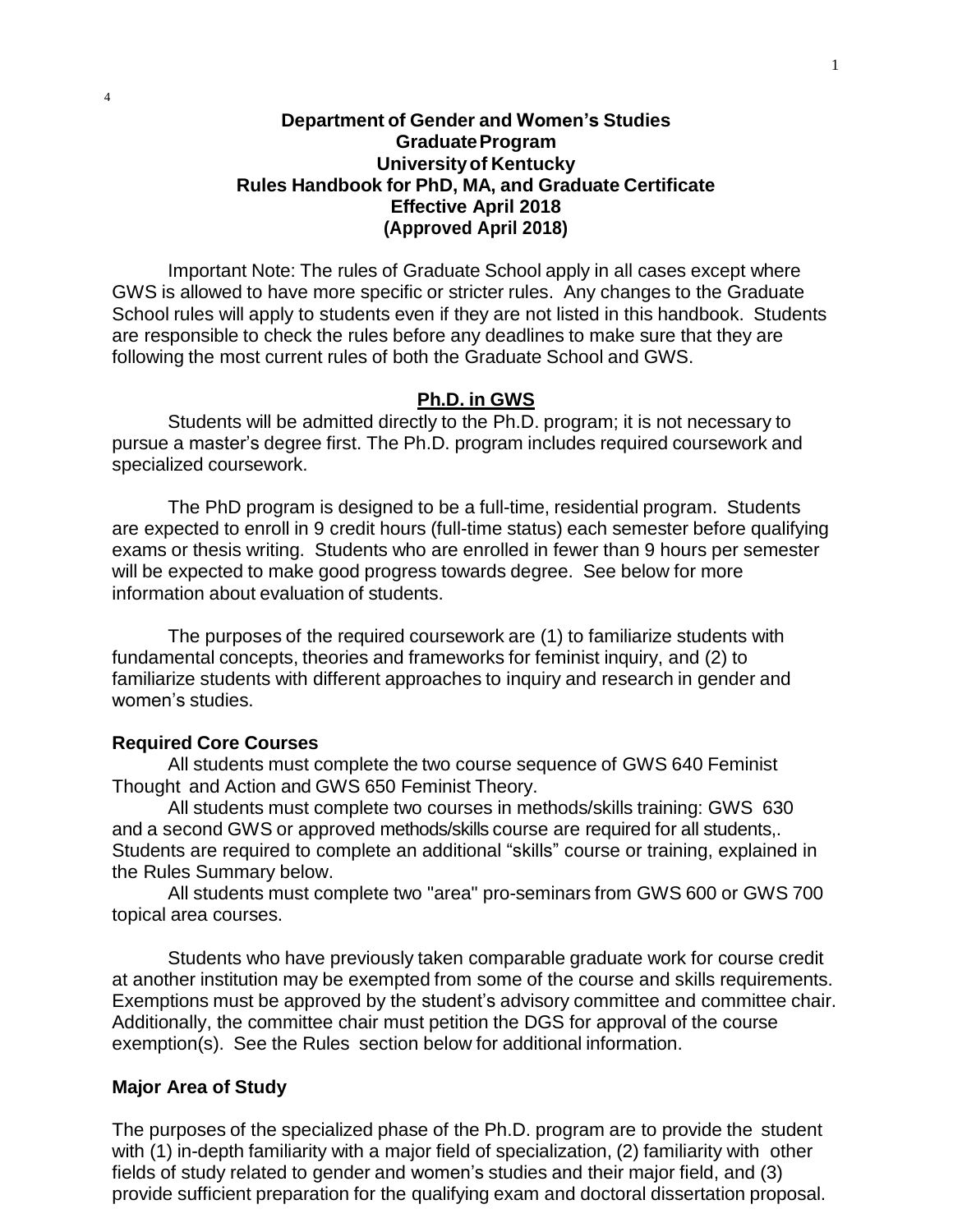# Department of Gender and Women's Studies
## Graduate Program
## University of Kentucky
## Rules Handbook for PhD, MA, and Graduate Certificate
## Effective April 2018
## (Approved April 2018)

Important Note: The rules of Graduate School apply in all cases except where GWS is allowed to have more specific or stricter rules. Any changes to the Graduate School rules will apply to students even if they are not listed in this handbook. Students are responsible to check the rules before any deadlines to make sure that they are following the most current rules of both the Graduate School and GWS.

## Ph.D. in GWS

Students will be admitted directly to the Ph.D. program; it is not necessary to pursue a master's degree first. The Ph.D. program includes required coursework and specialized coursework.

The PhD program is designed to be a full-time, residential program. Students are expected to enroll in 9 credit hours (full-time status) each semester before qualifying exams or thesis writing. Students who are enrolled in fewer than 9 hours per semester will be expected to make good progress towards degree. See below for more information about evaluation of students.

The purposes of the required coursework are (1) to familiarize students with fundamental concepts, theories and frameworks for feminist inquiry, and (2) to familiarize students with different approaches to inquiry and research in gender and women's studies.

### Required Core Courses

All students must complete the two course sequence of GWS 640 Feminist Thought and Action and GWS 650 Feminist Theory.

All students must complete two courses in methods/skills training: GWS 630 and a second GWS or approved methods/skills course are required for all students,. Students are required to complete an additional "skills" course or training, explained in the Rules Summary below.

All students must complete two "area" pro-seminars from GWS 600 or GWS 700 topical area courses.

Students who have previously taken comparable graduate work for course credit at another institution may be exempted from some of the course and skills requirements. Exemptions must be approved by the student's advisory committee and committee chair. Additionally, the committee chair must petition the DGS for approval of the course exemption(s). See the Rules section below for additional information.

### Major Area of Study

The purposes of the specialized phase of the Ph.D. program are to provide the student with (1) in-depth familiarity with a major field of specialization, (2) familiarity with other fields of study related to gender and women's studies and their major field, and (3) provide sufficient preparation for the qualifying exam and doctoral dissertation proposal.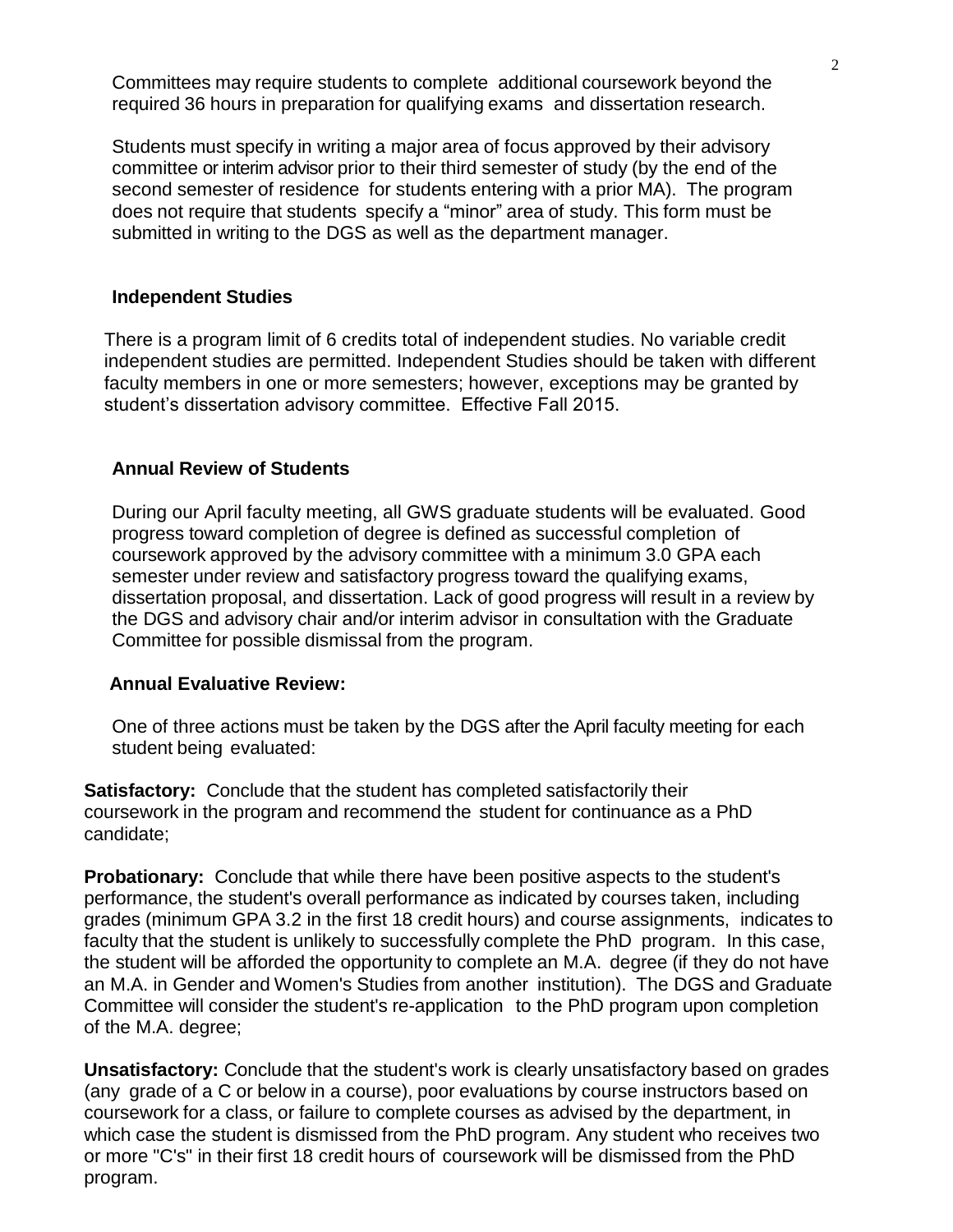Committees may require students to complete additional coursework beyond the required 36 hours in preparation for qualifying exams and dissertation research.

Students must specify in writing a major area of focus approved by their advisory committee or interim advisor prior to their third semester of study (by the end of the second semester of residence for students entering with a prior MA). The program does not require that students specify a "minor" area of study. This form must be submitted in writing to the DGS as well as the department manager.

### Independent Studies

There is a program limit of 6 credits total of independent studies. No variable credit independent studies are permitted. Independent Studies should be taken with different faculty members in one or more semesters; however, exceptions may be granted by student's dissertation advisory committee. Effective Fall 2015.

### Annual Review of Students

During our April faculty meeting, all GWS graduate students will be evaluated. Good progress toward completion of degree is defined as successful completion of coursework approved by the advisory committee with a minimum 3.0 GPA each semester under review and satisfactory progress toward the qualifying exams, dissertation proposal, and dissertation. Lack of good progress will result in a review by the DGS and advisory chair and/or interim advisor in consultation with the Graduate Committee for possible dismissal from the program.

### Annual Evaluative Review:

One of three actions must be taken by the DGS after the April faculty meeting for each student being evaluated:

**Satisfactory:** Conclude that the student has completed satisfactorily their coursework in the program and recommend the student for continuance as a PhD candidate;

**Probationary:** Conclude that while there have been positive aspects to the student's performance, the student's overall performance as indicated by courses taken, including grades (minimum GPA 3.2 in the first 18 credit hours) and course assignments, indicates to faculty that the student is unlikely to successfully complete the PhD program. In this case, the student will be afforded the opportunity to complete an M.A. degree (if they do not have an M.A. in Gender and Women's Studies from another institution). The DGS and Graduate Committee will consider the student's re-application to the PhD program upon completion of the M.A. degree;

**Unsatisfactory:** Conclude that the student's work is clearly unsatisfactory based on grades (any grade of a C or below in a course), poor evaluations by course instructors based on coursework for a class, or failure to complete courses as advised by the department, in which case the student is dismissed from the PhD program. Any student who receives two or more "C's" in their first 18 credit hours of coursework will be dismissed from the PhD program.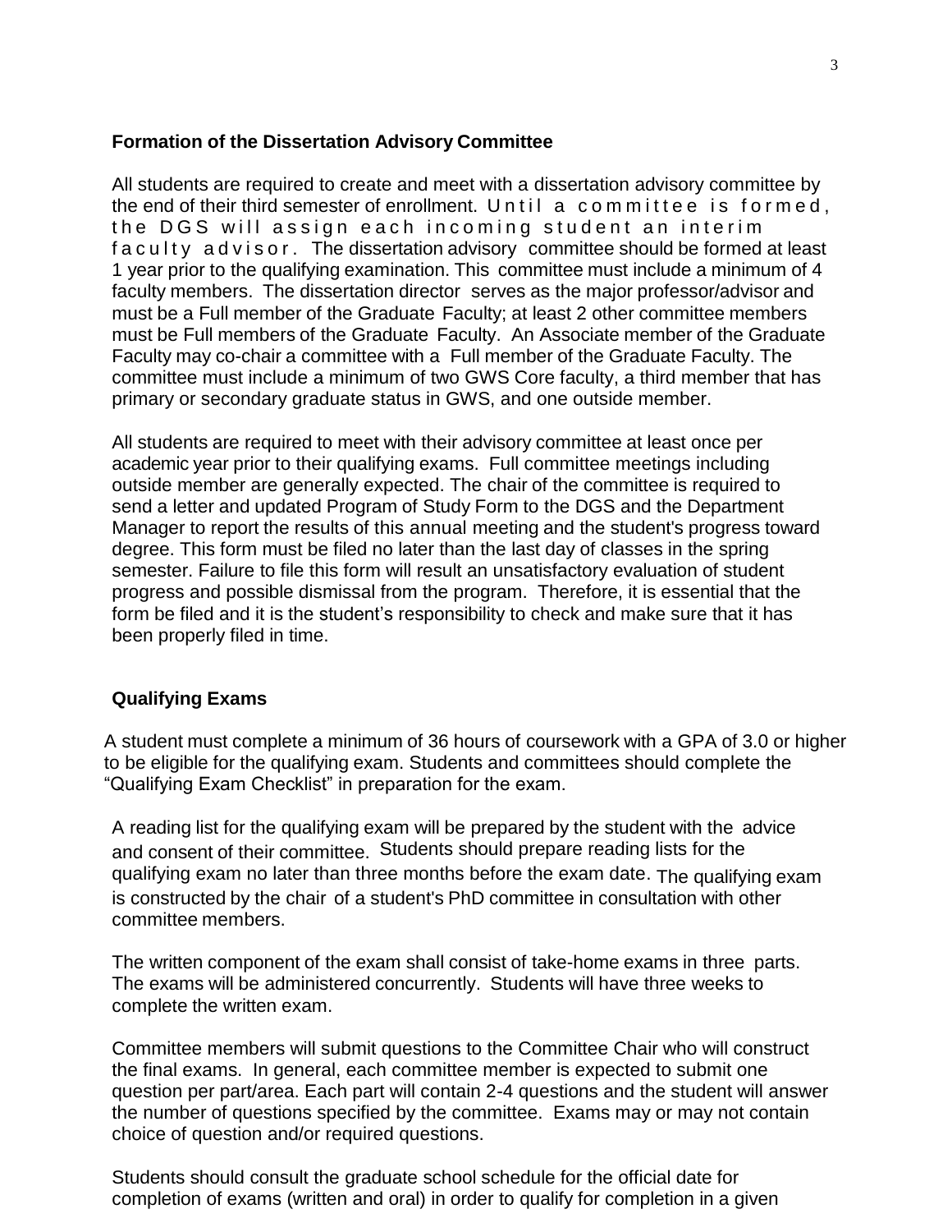### Formation of the Dissertation Advisory Committee

All students are required to create and meet with a dissertation advisory committee by the end of their third semester of enrollment. Until a committee is formed, the DGS will assign each incoming student an interim faculty advisor. The dissertation advisory committee should be formed at least 1 year prior to the qualifying examination. This committee must include a minimum of 4 faculty members. The dissertation director serves as the major professor/advisor and must be a Full member of the Graduate Faculty; at least 2 other committee members must be Full members of the Graduate Faculty. An Associate member of the Graduate Faculty may co-chair a committee with a Full member of the Graduate Faculty. The committee must include a minimum of two GWS Core faculty, a third member that has primary or secondary graduate status in GWS, and one outside member.

All students are required to meet with their advisory committee at least once per academic year prior to their qualifying exams. Full committee meetings including outside member are generally expected. The chair of the committee is required to send a letter and updated Program of Study Form to the DGS and the Department Manager to report the results of this annual meeting and the student's progress toward degree. This form must be filed no later than the last day of classes in the spring semester. Failure to file this form will result an unsatisfactory evaluation of student progress and possible dismissal from the program. Therefore, it is essential that the form be filed and it is the student's responsibility to check and make sure that it has been properly filed in time.

### Qualifying Exams

A student must complete a minimum of 36 hours of coursework with a GPA of 3.0 or higher to be eligible for the qualifying exam. Students and committees should complete the "Qualifying Exam Checklist" in preparation for the exam.

A reading list for the qualifying exam will be prepared by the student with the advice and consent of their committee. Students should prepare reading lists for the qualifying exam no later than three months before the exam date. The qualifying exam is constructed by the chair of a student's PhD committee in consultation with other committee members.

The written component of the exam shall consist of take-home exams in three parts. The exams will be administered concurrently. Students will have three weeks to complete the written exam.

Committee members will submit questions to the Committee Chair who will construct the final exams. In general, each committee member is expected to submit one question per part/area. Each part will contain 2-4 questions and the student will answer the number of questions specified by the committee. Exams may or may not contain choice of question and/or required questions.

Students should consult the graduate school schedule for the official date for completion of exams (written and oral) in order to qualify for completion in a given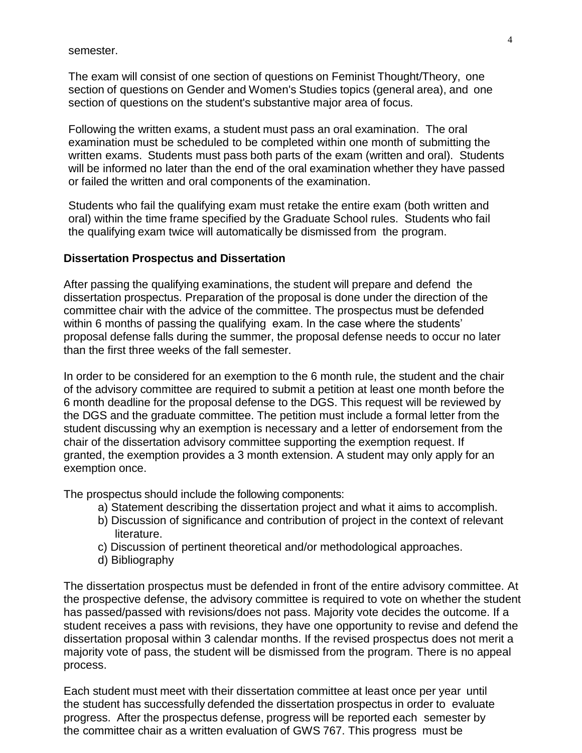semester.

The exam will consist of one section of questions on Feminist Thought/Theory, one section of questions on Gender and Women's Studies topics (general area), and one section of questions on the student's substantive major area of focus.

Following the written exams, a student must pass an oral examination. The oral examination must be scheduled to be completed within one month of submitting the written exams. Students must pass both parts of the exam (written and oral). Students will be informed no later than the end of the oral examination whether they have passed or failed the written and oral components of the examination.

Students who fail the qualifying exam must retake the entire exam (both written and oral) within the time frame specified by the Graduate School rules. Students who fail the qualifying exam twice will automatically be dismissed from the program.

**Dissertation Prospectus and Dissertation**

After passing the qualifying examinations, the student will prepare and defend the dissertation prospectus. Preparation of the proposal is done under the direction of the committee chair with the advice of the committee. The prospectus must be defended within 6 months of passing the qualifying exam. In the case where the students' proposal defense falls during the summer, the proposal defense needs to occur no later than the first three weeks of the fall semester.

In order to be considered for an exemption to the 6 month rule, the student and the chair of the advisory committee are required to submit a petition at least one month before the 6 month deadline for the proposal defense to the DGS. This request will be reviewed by the DGS and the graduate committee. The petition must include a formal letter from the student discussing why an exemption is necessary and a letter of endorsement from the chair of the dissertation advisory committee supporting the exemption request. If granted, the exemption provides a 3 month extension. A student may only apply for an exemption once.

The prospectus should include the following components:

a) Statement describing the dissertation project and what it aims to accomplish.
b) Discussion of significance and contribution of project in the context of relevant literature.
c) Discussion of pertinent theoretical and/or methodological approaches.
d) Bibliography

The dissertation prospectus must be defended in front of the entire advisory committee. At the prospective defense, the advisory committee is required to vote on whether the student has passed/passed with revisions/does not pass. Majority vote decides the outcome. If a student receives a pass with revisions, they have one opportunity to revise and defend the dissertation proposal within 3 calendar months. If the revised prospectus does not merit a majority vote of pass, the student will be dismissed from the program. There is no appeal process.

Each student must meet with their dissertation committee at least once per year until the student has successfully defended the dissertation prospectus in order to evaluate progress. After the prospectus defense, progress will be reported each semester by the committee chair as a written evaluation of GWS 767. This progress must be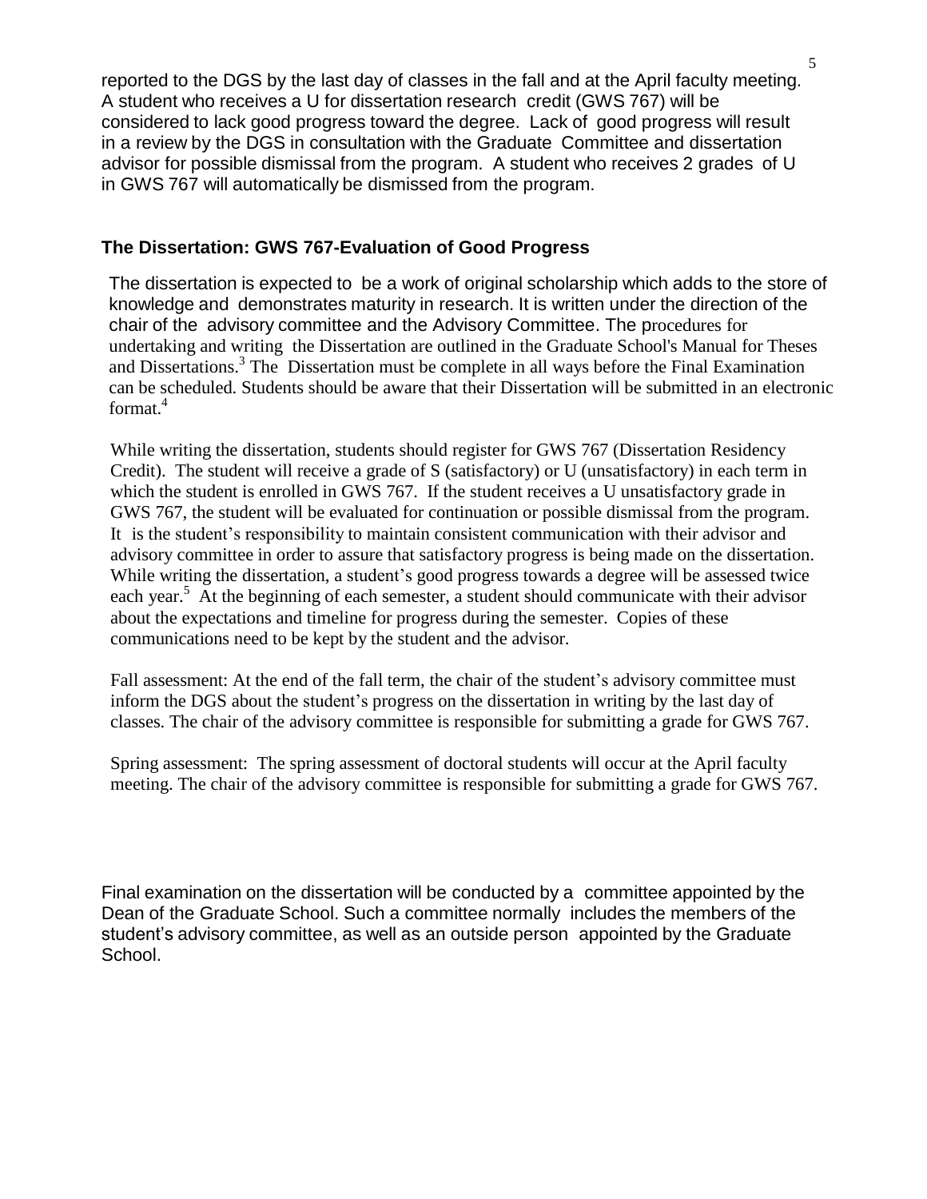reported to the DGS by the last day of classes in the fall and at the April faculty meeting. A student who receives a U for dissertation research credit (GWS 767) will be considered to lack good progress toward the degree. Lack of good progress will result in a review by the DGS in consultation with the Graduate Committee and dissertation advisor for possible dismissal from the program. A student who receives 2 grades of U in GWS 767 will automatically be dismissed from the program.

### The Dissertation: GWS 767-Evaluation of Good Progress

The dissertation is expected to be a work of original scholarship which adds to the store of knowledge and demonstrates maturity in research. It is written under the direction of the chair of the advisory committee and the Advisory Committee. The procedures for undertaking and writing the Dissertation are outlined in the Graduate School's Manual for Theses and Dissertations.[3] The Dissertation must be complete in all ways before the Final Examination can be scheduled. Students should be aware that their Dissertation will be submitted in an electronic format.[4]

While writing the dissertation, students should register for GWS 767 (Dissertation Residency Credit). The student will receive a grade of S (satisfactory) or U (unsatisfactory) in each term in which the student is enrolled in GWS 767. If the student receives a U unsatisfactory grade in GWS 767, the student will be evaluated for continuation or possible dismissal from the program. It is the student's responsibility to maintain consistent communication with their advisor and advisory committee in order to assure that satisfactory progress is being made on the dissertation. While writing the dissertation, a student's good progress towards a degree will be assessed twice each year.[5] At the beginning of each semester, a student should communicate with their advisor about the expectations and timeline for progress during the semester. Copies of these communications need to be kept by the student and the advisor.

Fall assessment: At the end of the fall term, the chair of the student's advisory committee must inform the DGS about the student's progress on the dissertation in writing by the last day of classes. The chair of the advisory committee is responsible for submitting a grade for GWS 767.

Spring assessment: The spring assessment of doctoral students will occur at the April faculty meeting. The chair of the advisory committee is responsible for submitting a grade for GWS 767.

Final examination on the dissertation will be conducted by a committee appointed by the Dean of the Graduate School. Such a committee normally includes the members of the student's advisory committee, as well as an outside person appointed by the Graduate School.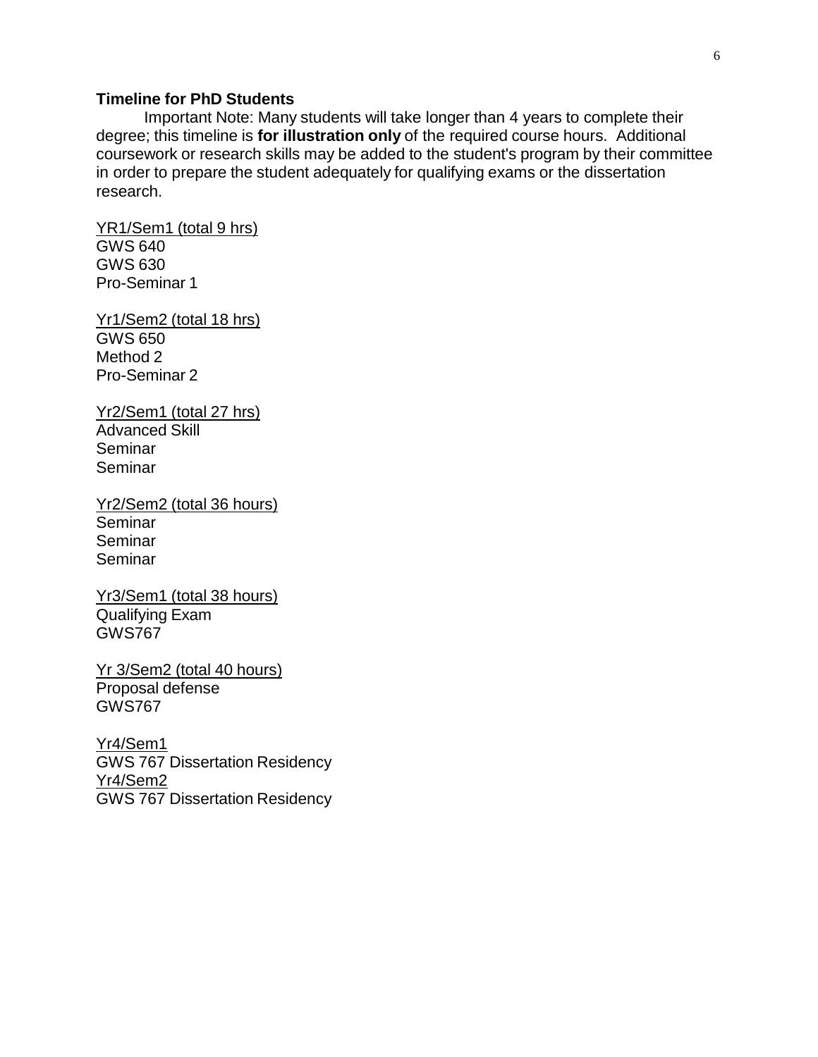**Timeline for PhD Students**

Important Note: Many students will take longer than 4 years to complete their degree; this timeline is **for illustration only** of the required course hours. Additional coursework or research skills may be added to the student's program by their committee in order to prepare the student adequately for qualifying exams or the dissertation research.

<u>YR1/Sem1 (total 9 hrs)</u>
GWS 640
GWS 630
Pro-Seminar 1

<u>Yr1/Sem2 (total 18 hrs)</u>
GWS 650
Method 2
Pro-Seminar 2

<u>Yr2/Sem1 (total 27 hrs)</u>
Advanced Skill
Seminar
Seminar

<u>Yr2/Sem2 (total 36 hours)</u>
Seminar
Seminar
Seminar

<u>Yr3/Sem1 (total 38 hours)</u>
Qualifying Exam
GWS767

<u>Yr 3/Sem2 (total 40 hours)</u>
Proposal defense
GWS767

<u>Yr4/Sem1</u>
GWS 767 Dissertation Residency
<u>Yr4/Sem2</u>
GWS 767 Dissertation Residency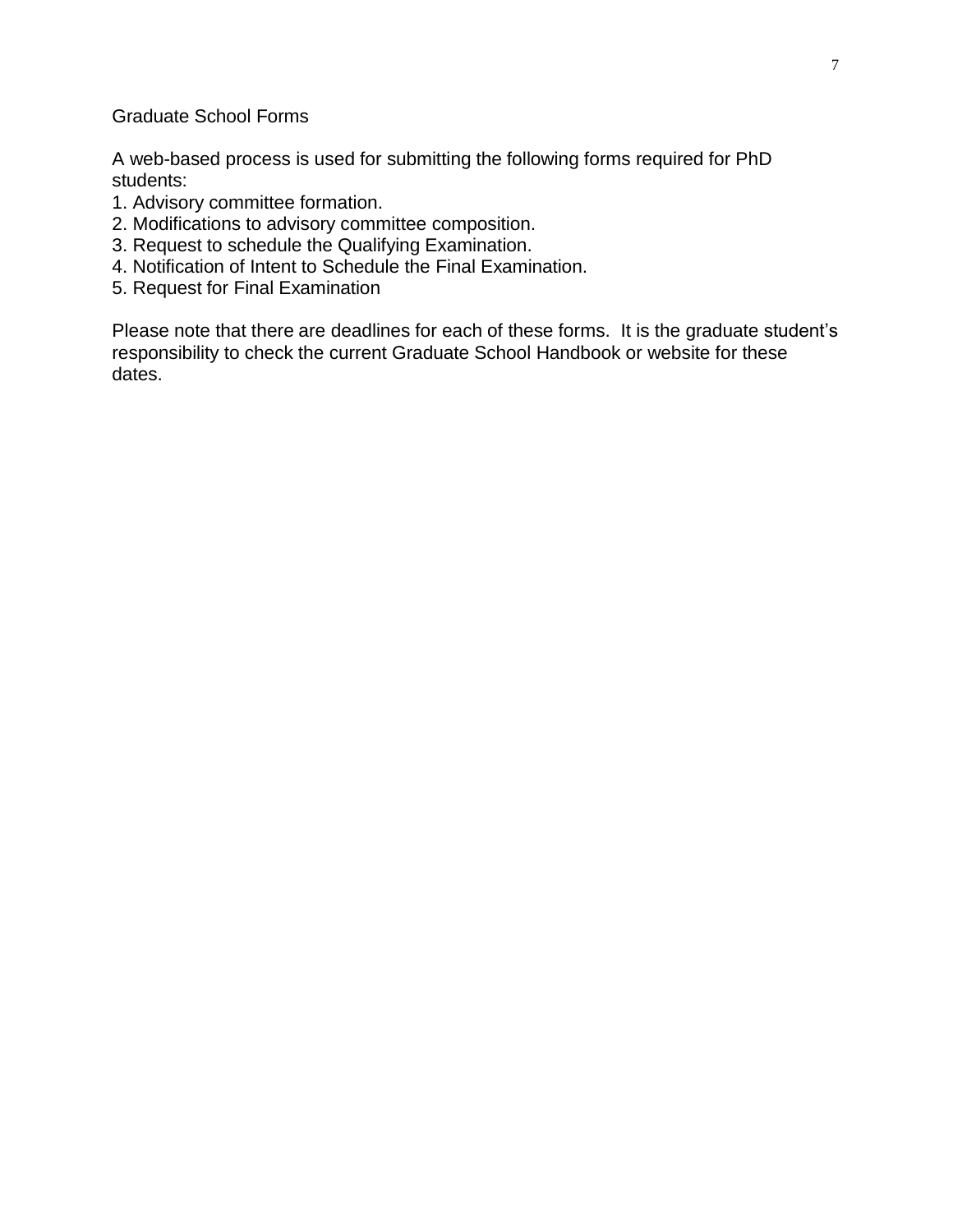## Graduate School Forms

A web-based process is used for submitting the following forms required for PhD students:

1. Advisory committee formation.
2. Modifications to advisory committee composition.
3. Request to schedule the Qualifying Examination.
4. Notification of Intent to Schedule the Final Examination.
5. Request for Final Examination

Please note that there are deadlines for each of these forms. It is the graduate student's responsibility to check the current Graduate School Handbook or website for these dates.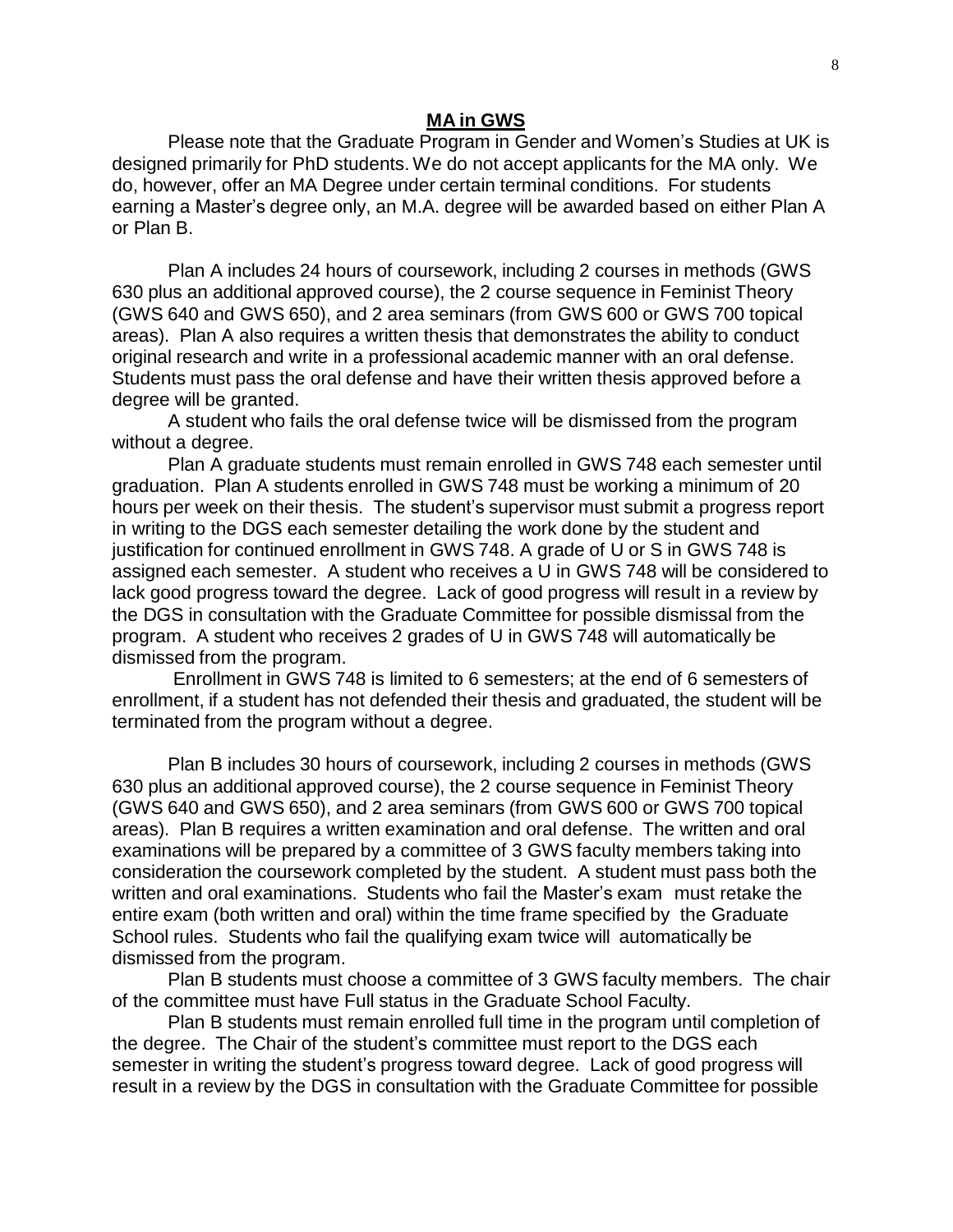## MA in GWS

Please note that the Graduate Program in Gender and Women's Studies at UK is designed primarily for PhD students. We do not accept applicants for the MA only. We do, however, offer an MA Degree under certain terminal conditions. For students earning a Master's degree only, an M.A. degree will be awarded based on either Plan A or Plan B.

Plan A includes 24 hours of coursework, including 2 courses in methods (GWS 630 plus an additional approved course), the 2 course sequence in Feminist Theory (GWS 640 and GWS 650), and 2 area seminars (from GWS 600 or GWS 700 topical areas). Plan A also requires a written thesis that demonstrates the ability to conduct original research and write in a professional academic manner with an oral defense. Students must pass the oral defense and have their written thesis approved before a degree will be granted.

A student who fails the oral defense twice will be dismissed from the program without a degree.

Plan A graduate students must remain enrolled in GWS 748 each semester until graduation. Plan A students enrolled in GWS 748 must be working a minimum of 20 hours per week on their thesis. The student's supervisor must submit a progress report in writing to the DGS each semester detailing the work done by the student and justification for continued enrollment in GWS 748. A grade of U or S in GWS 748 is assigned each semester. A student who receives a U in GWS 748 will be considered to lack good progress toward the degree. Lack of good progress will result in a review by the DGS in consultation with the Graduate Committee for possible dismissal from the program. A student who receives 2 grades of U in GWS 748 will automatically be dismissed from the program.

Enrollment in GWS 748 is limited to 6 semesters; at the end of 6 semesters of enrollment, if a student has not defended their thesis and graduated, the student will be terminated from the program without a degree.

Plan B includes 30 hours of coursework, including 2 courses in methods (GWS 630 plus an additional approved course), the 2 course sequence in Feminist Theory (GWS 640 and GWS 650), and 2 area seminars (from GWS 600 or GWS 700 topical areas). Plan B requires a written examination and oral defense. The written and oral examinations will be prepared by a committee of 3 GWS faculty members taking into consideration the coursework completed by the student. A student must pass both the written and oral examinations. Students who fail the Master's exam must retake the entire exam (both written and oral) within the time frame specified by the Graduate School rules. Students who fail the qualifying exam twice will automatically be dismissed from the program.

Plan B students must choose a committee of 3 GWS faculty members. The chair of the committee must have Full status in the Graduate School Faculty.

Plan B students must remain enrolled full time in the program until completion of the degree. The Chair of the student's committee must report to the DGS each semester in writing the student's progress toward degree. Lack of good progress will result in a review by the DGS in consultation with the Graduate Committee for possible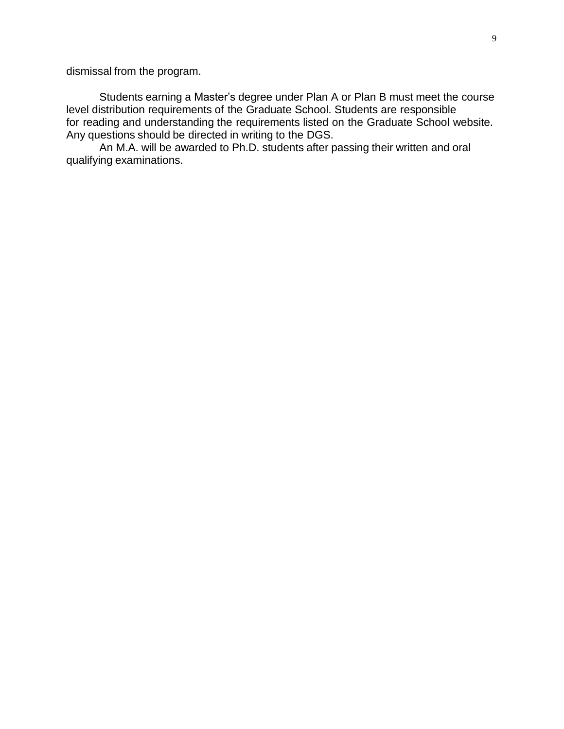dismissal from the program.

Students earning a Master's degree under Plan A or Plan B must meet the course level distribution requirements of the Graduate School. Students are responsible for reading and understanding the requirements listed on the Graduate School website. Any questions should be directed in writing to the DGS.

An M.A. will be awarded to Ph.D. students after passing their written and oral qualifying examinations.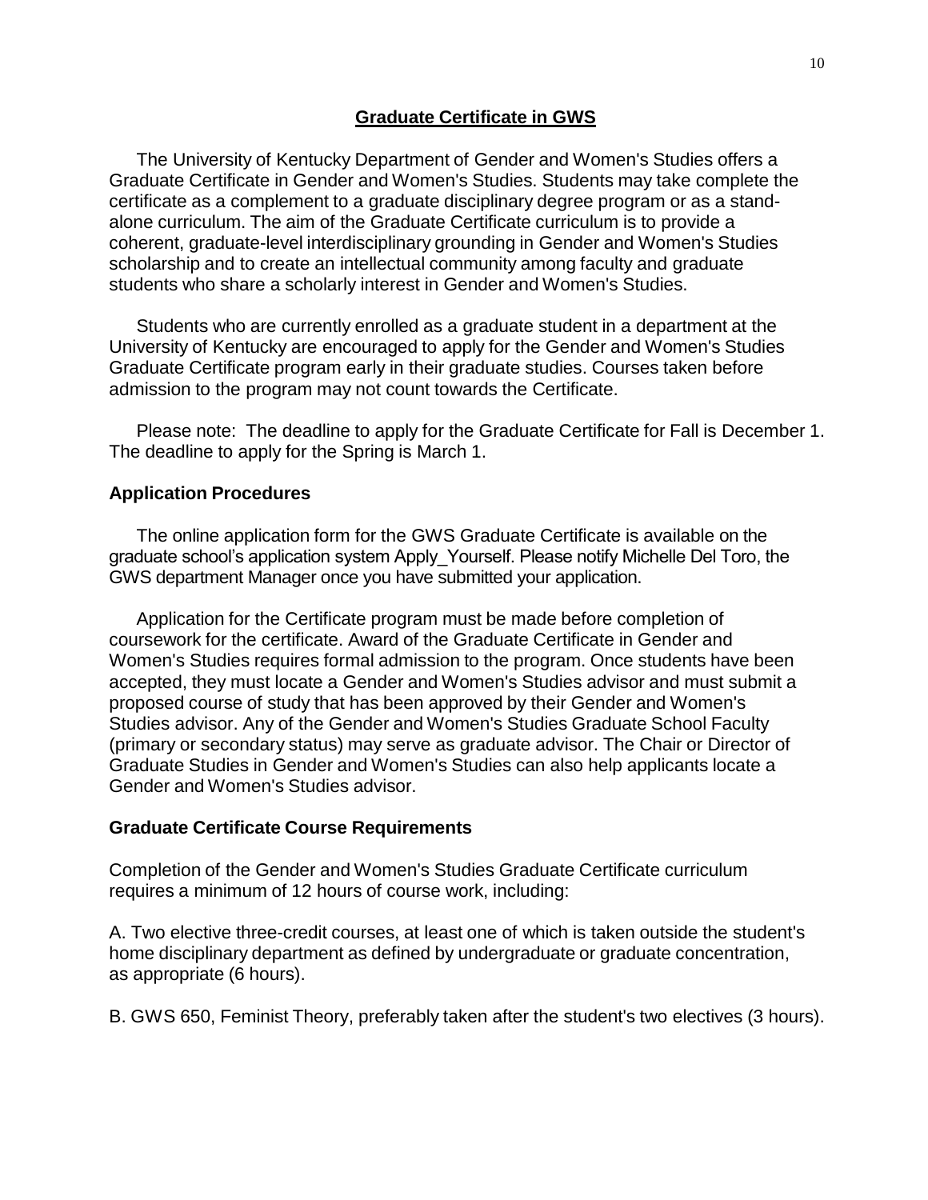## Graduate Certificate in GWS

The University of Kentucky Department of Gender and Women's Studies offers a Graduate Certificate in Gender and Women's Studies. Students may take complete the certificate as a complement to a graduate disciplinary degree program or as a stand-alone curriculum. The aim of the Graduate Certificate curriculum is to provide a coherent, graduate-level interdisciplinary grounding in Gender and Women's Studies scholarship and to create an intellectual community among faculty and graduate students who share a scholarly interest in Gender and Women's Studies.

Students who are currently enrolled as a graduate student in a department at the University of Kentucky are encouraged to apply for the Gender and Women's Studies Graduate Certificate program early in their graduate studies. Courses taken before admission to the program may not count towards the Certificate.

Please note: The deadline to apply for the Graduate Certificate for Fall is December 1. The deadline to apply for the Spring is March 1.

### Application Procedures

The online application form for the GWS Graduate Certificate is available on the graduate school's application system Apply_Yourself. Please notify Michelle Del Toro, the GWS department Manager once you have submitted your application.

Application for the Certificate program must be made before completion of coursework for the certificate. Award of the Graduate Certificate in Gender and Women's Studies requires formal admission to the program. Once students have been accepted, they must locate a Gender and Women's Studies advisor and must submit a proposed course of study that has been approved by their Gender and Women's Studies advisor. Any of the Gender and Women's Studies Graduate School Faculty (primary or secondary status) may serve as graduate advisor. The Chair or Director of Graduate Studies in Gender and Women's Studies can also help applicants locate a Gender and Women's Studies advisor.

### Graduate Certificate Course Requirements

Completion of the Gender and Women's Studies Graduate Certificate curriculum requires a minimum of 12 hours of course work, including:

A. Two elective three-credit courses, at least one of which is taken outside the student's home disciplinary department as defined by undergraduate or graduate concentration, as appropriate (6 hours).

B. GWS 650, Feminist Theory, preferably taken after the student's two electives (3 hours).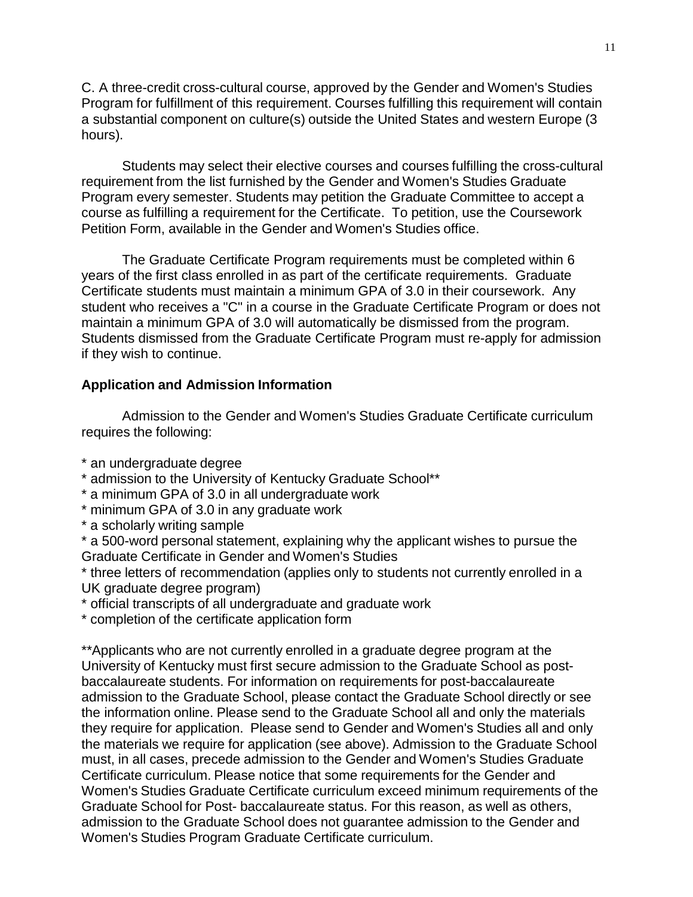C. A three-credit cross-cultural course, approved by the Gender and Women's Studies Program for fulfillment of this requirement. Courses fulfilling this requirement will contain a substantial component on culture(s) outside the United States and western Europe (3 hours).

Students may select their elective courses and courses fulfilling the cross-cultural requirement from the list furnished by the Gender and Women's Studies Graduate Program every semester. Students may petition the Graduate Committee to accept a course as fulfilling a requirement for the Certificate. To petition, use the Coursework Petition Form, available in the Gender and Women's Studies office.

The Graduate Certificate Program requirements must be completed within 6 years of the first class enrolled in as part of the certificate requirements. Graduate Certificate students must maintain a minimum GPA of 3.0 in their coursework. Any student who receives a "C" in a course in the Graduate Certificate Program or does not maintain a minimum GPA of 3.0 will automatically be dismissed from the program. Students dismissed from the Graduate Certificate Program must re-apply for admission if they wish to continue.

**Application and Admission Information**

Admission to the Gender and Women's Studies Graduate Certificate curriculum requires the following:

* an undergraduate degree
* admission to the University of Kentucky Graduate School**
* a minimum GPA of 3.0 in all undergraduate work
* minimum GPA of 3.0 in any graduate work
* a scholarly writing sample
* a 500-word personal statement, explaining why the applicant wishes to pursue the Graduate Certificate in Gender and Women's Studies
* three letters of recommendation (applies only to students not currently enrolled in a UK graduate degree program)
* official transcripts of all undergraduate and graduate work
* completion of the certificate application form

**Applicants who are not currently enrolled in a graduate degree program at the University of Kentucky must first secure admission to the Graduate School as post-baccalaureate students. For information on requirements for post-baccalaureate admission to the Graduate School, please contact the Graduate School directly or see the information online. Please send to the Graduate School all and only the materials they require for application. Please send to Gender and Women's Studies all and only the materials we require for application (see above). Admission to the Graduate School must, in all cases, precede admission to the Gender and Women's Studies Graduate Certificate curriculum. Please notice that some requirements for the Gender and Women's Studies Graduate Certificate curriculum exceed minimum requirements of the Graduate School for Post- baccalaureate status. For this reason, as well as others, admission to the Graduate School does not guarantee admission to the Gender and Women's Studies Program Graduate Certificate curriculum.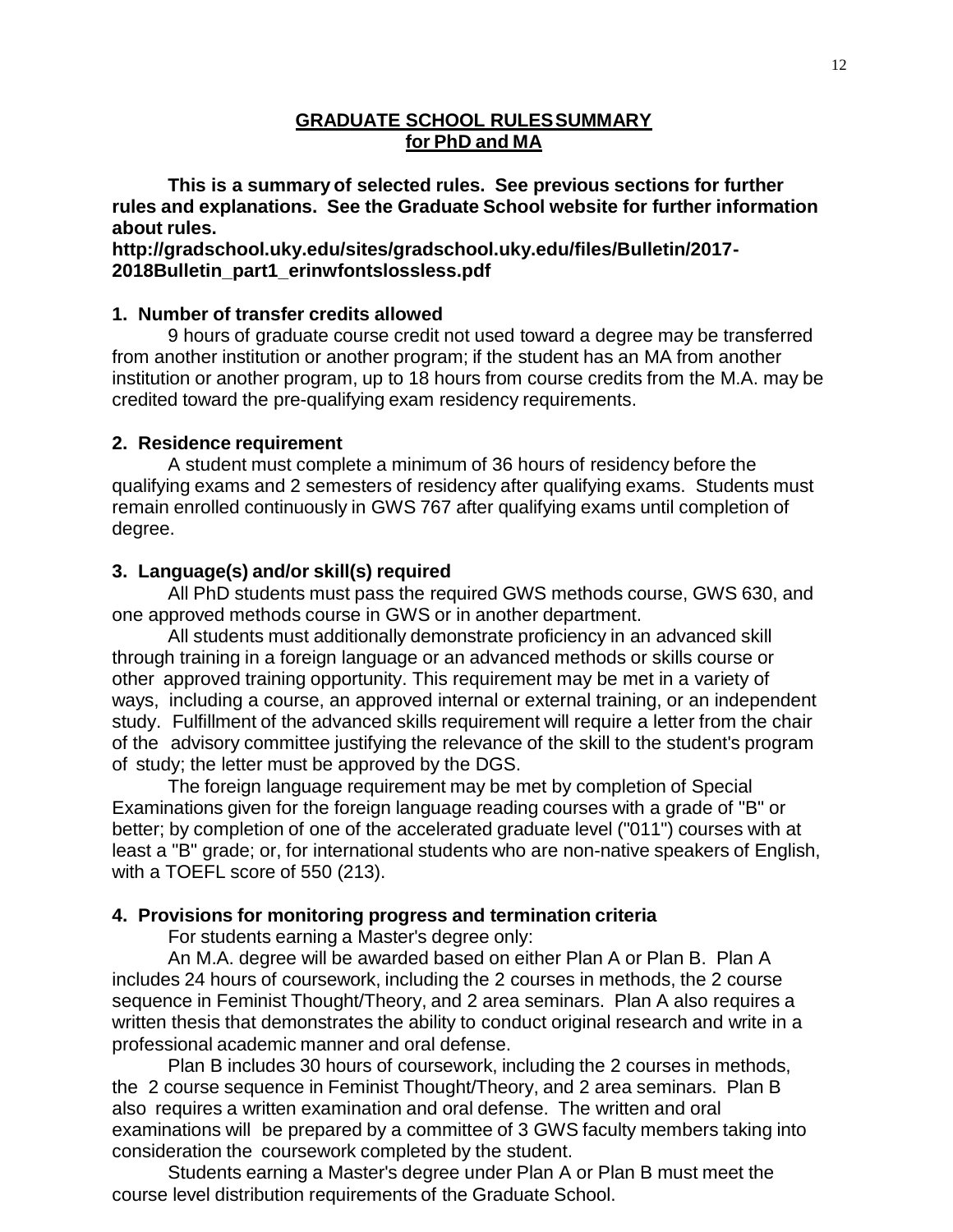## GRADUATE SCHOOL RULES SUMMARY for PhD and MA

**This is a summary of selected rules. See previous sections for further rules and explanations. See the Graduate School website for further information about rules.**
**http://gradschool.uky.edu/sites/gradschool.uky.edu/files/Bulletin/2017-2018Bulletin_part1_erinwfontslossless.pdf**

### 1. Number of transfer credits allowed

9 hours of graduate course credit not used toward a degree may be transferred from another institution or another program; if the student has an MA from another institution or another program, up to 18 hours from course credits from the M.A. may be credited toward the pre-qualifying exam residency requirements.

### 2. Residence requirement

A student must complete a minimum of 36 hours of residency before the qualifying exams and 2 semesters of residency after qualifying exams. Students must remain enrolled continuously in GWS 767 after qualifying exams until completion of degree.

### 3. Language(s) and/or skill(s) required

All PhD students must pass the required GWS methods course, GWS 630, and one approved methods course in GWS or in another department.

All students must additionally demonstrate proficiency in an advanced skill through training in a foreign language or an advanced methods or skills course or other approved training opportunity. This requirement may be met in a variety of ways, including a course, an approved internal or external training, or an independent study. Fulfillment of the advanced skills requirement will require a letter from the chair of the advisory committee justifying the relevance of the skill to the student's program of study; the letter must be approved by the DGS.

The foreign language requirement may be met by completion of Special Examinations given for the foreign language reading courses with a grade of "B" or better; by completion of one of the accelerated graduate level ("011") courses with at least a "B" grade; or, for international students who are non-native speakers of English, with a TOEFL score of 550 (213).

### 4. Provisions for monitoring progress and termination criteria

For students earning a Master's degree only:

An M.A. degree will be awarded based on either Plan A or Plan B. Plan A includes 24 hours of coursework, including the 2 courses in methods, the 2 course sequence in Feminist Thought/Theory, and 2 area seminars. Plan A also requires a written thesis that demonstrates the ability to conduct original research and write in a professional academic manner and oral defense.

Plan B includes 30 hours of coursework, including the 2 courses in methods, the 2 course sequence in Feminist Thought/Theory, and 2 area seminars. Plan B also requires a written examination and oral defense. The written and oral examinations will be prepared by a committee of 3 GWS faculty members taking into consideration the coursework completed by the student.

Students earning a Master's degree under Plan A or Plan B must meet the course level distribution requirements of the Graduate School.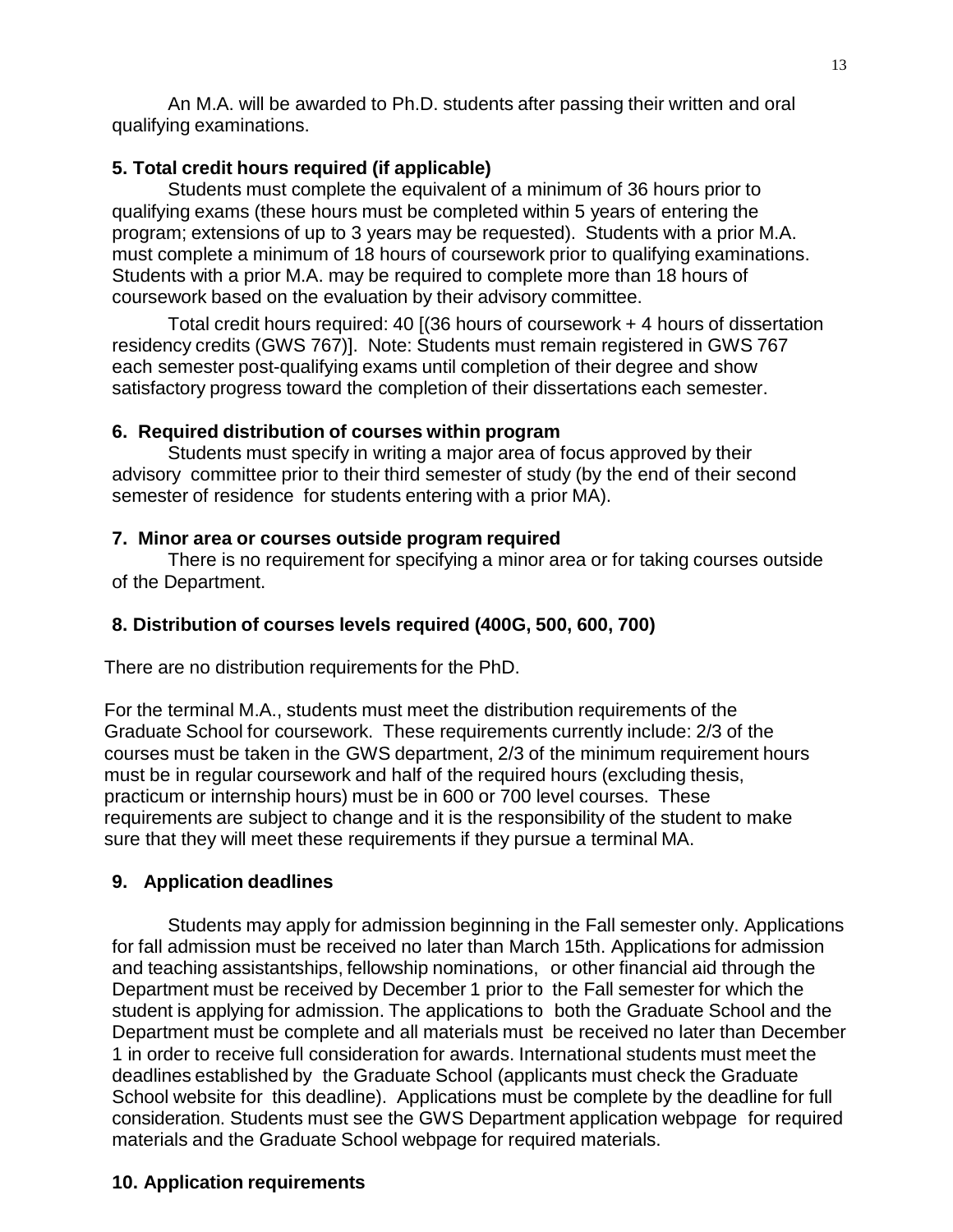An M.A. will be awarded to Ph.D. students after passing their written and oral qualifying examinations.

### 5. Total credit hours required (if applicable)

Students must complete the equivalent of a minimum of 36 hours prior to qualifying exams (these hours must be completed within 5 years of entering the program; extensions of up to 3 years may be requested). Students with a prior M.A. must complete a minimum of 18 hours of coursework prior to qualifying examinations. Students with a prior M.A. may be required to complete more than 18 hours of coursework based on the evaluation by their advisory committee.

Total credit hours required: 40 [(36 hours of coursework + 4 hours of dissertation residency credits (GWS 767)]. Note: Students must remain registered in GWS 767 each semester post-qualifying exams until completion of their degree and show satisfactory progress toward the completion of their dissertations each semester.

### 6. Required distribution of courses within program

Students must specify in writing a major area of focus approved by their advisory committee prior to their third semester of study (by the end of their second semester of residence for students entering with a prior MA).

### 7. Minor area or courses outside program required

There is no requirement for specifying a minor area or for taking courses outside of the Department.

### 8. Distribution of courses levels required (400G, 500, 600, 700)

There are no distribution requirements for the PhD.

For the terminal M.A., students must meet the distribution requirements of the Graduate School for coursework. These requirements currently include: 2/3 of the courses must be taken in the GWS department, 2/3 of the minimum requirement hours must be in regular coursework and half of the required hours (excluding thesis, practicum or internship hours) must be in 600 or 700 level courses. These requirements are subject to change and it is the responsibility of the student to make sure that they will meet these requirements if they pursue a terminal MA.

### 9. Application deadlines

Students may apply for admission beginning in the Fall semester only. Applications for fall admission must be received no later than March 15th. Applications for admission and teaching assistantships, fellowship nominations, or other financial aid through the Department must be received by December 1 prior to the Fall semester for which the student is applying for admission. The applications to both the Graduate School and the Department must be complete and all materials must be received no later than December 1 in order to receive full consideration for awards. International students must meet the deadlines established by the Graduate School (applicants must check the Graduate School website for this deadline). Applications must be complete by the deadline for full consideration. Students must see the GWS Department application webpage for required materials and the Graduate School webpage for required materials.

### 10. Application requirements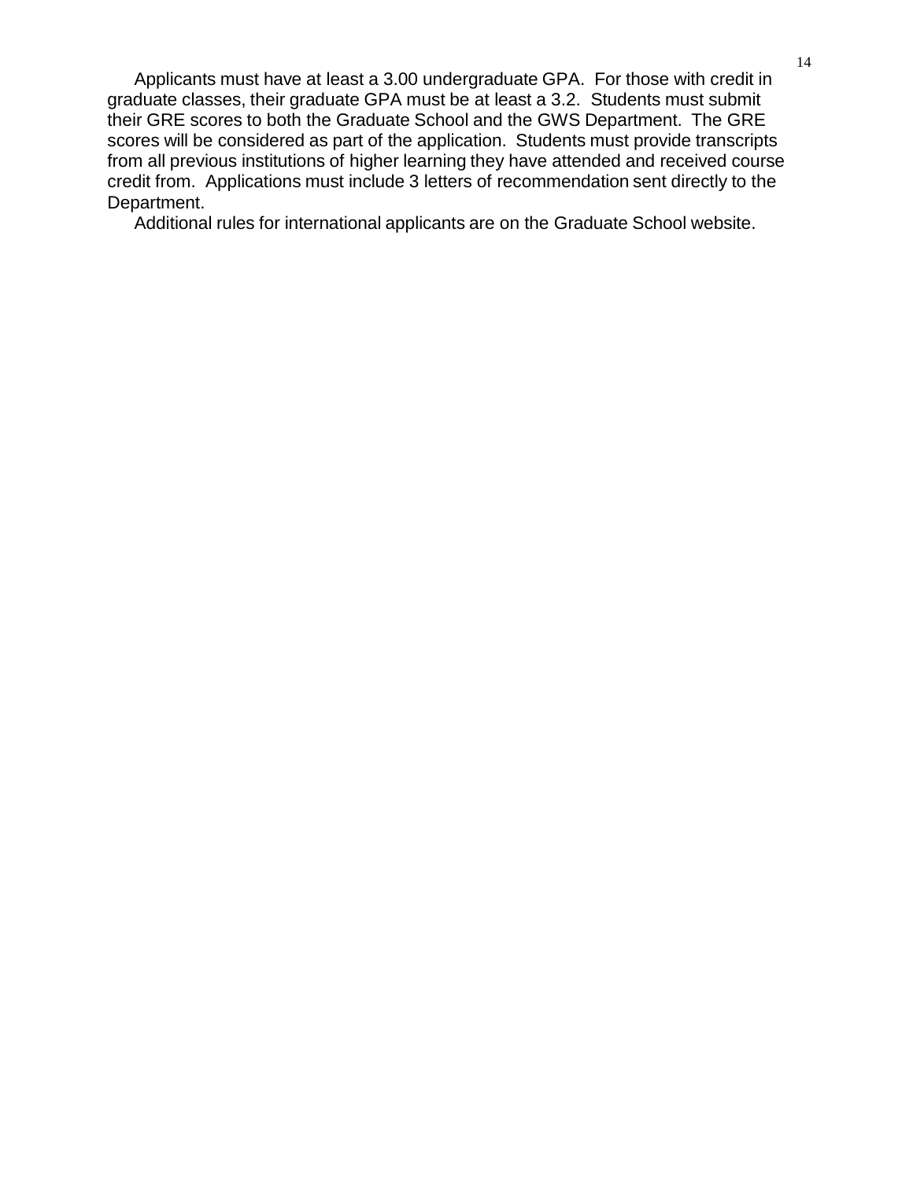Applicants must have at least a 3.00 undergraduate GPA. For those with credit in graduate classes, their graduate GPA must be at least a 3.2. Students must submit their GRE scores to both the Graduate School and the GWS Department. The GRE scores will be considered as part of the application. Students must provide transcripts from all previous institutions of higher learning they have attended and received course credit from. Applications must include 3 letters of recommendation sent directly to the Department.

Additional rules for international applicants are on the Graduate School website.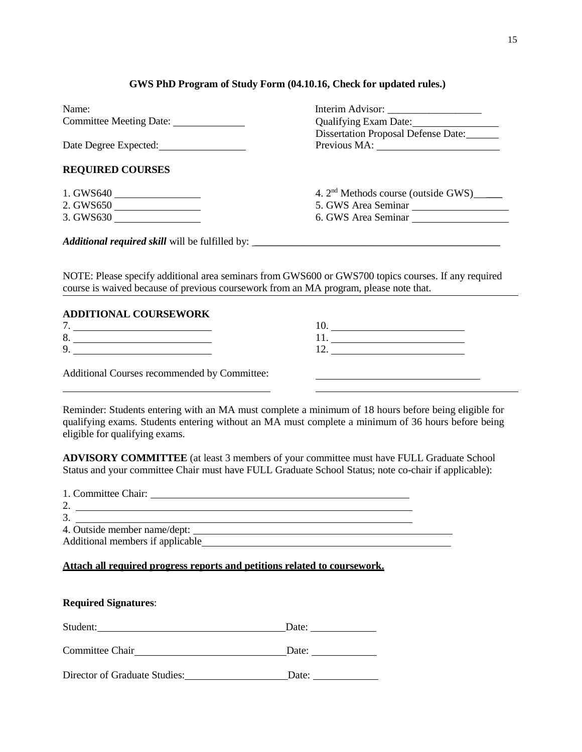**GWS PhD Program of Study Form (04.10.16, Check for updated rules.)**

Name:

Committee Meeting Date: ______________

Date Degree Expected: ________________

Interim Advisor: __________________

Qualifying Exam Date: ________________

Dissertation Proposal Defense Date: ______

Previous MA: _______________________

**REQUIRED COURSES**

1. GWS640 ________________
2. GWS650 ________________
3. GWS630 ________________
4. 2nd Methods course (outside GWS) ____
5. GWS Area Seminar __________________
6. GWS Area Seminar __________________

***Additional required skill*** will be fulfilled by: ______________________________________________

NOTE: Please specify additional area seminars from GWS600 or GWS700 topics courses. If any required course is waived because of previous coursework from an MA program, please note that.

______________________________________________________________________________

**ADDITIONAL COURSEWORK**

7. __________________________
8. __________________________
9. __________________________
10. __________________________
11. __________________________
12. __________________________

Additional Courses recommended by Committee: ______________________________

______________________________________ ______________________________________

Reminder: Students entering with an MA must complete a minimum of 18 hours before being eligible for qualifying exams. Students entering without an MA must complete a minimum of 36 hours before being eligible for qualifying exams.

**ADVISORY COMMITTEE** (at least 3 members of your committee must have FULL Graduate School Status and your committee Chair must have FULL Graduate School Status; note co-chair if applicable):

1. Committee Chair: ______________________________________________
2. ______________________________________________
3. ______________________________________________
4. Outside member name/dept: ______________________________________________

Additional members if applicable ______________________________________________

__**Attach all required progress reports and petitions related to coursework.**__

**Required Signatures**:

Student: ___________________________________ Date: ____________

Committee Chair _____________________________ Date: ____________

Director of Graduate Studies: ____________________ Date: ____________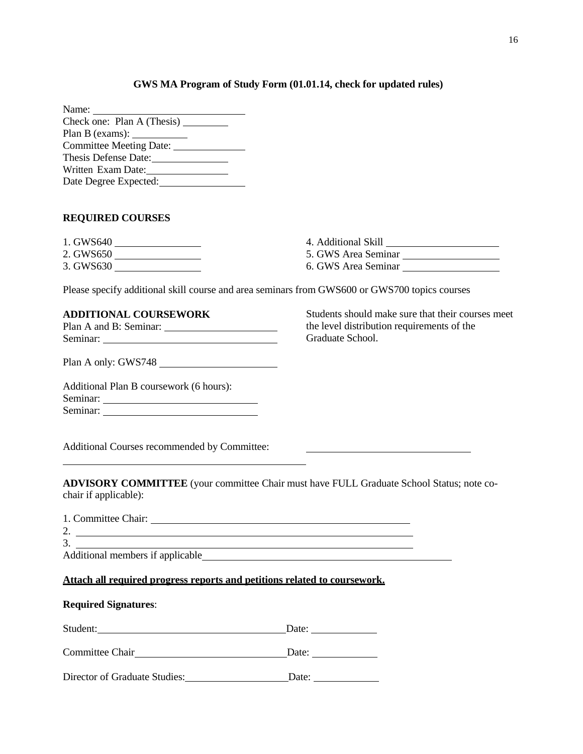**GWS MA Program of Study Form (01.01.14, check for updated rules)**

Name: ____________________________
Check one: Plan A (Thesis) _________
Plan B (exams): __________
Committee Meeting Date: ____________
Thesis Defense Date: ______________
Written Exam Date: _______________
Date Degree Expected: ______________

**REQUIRED COURSES**

1. GWS640 ________________
2. GWS650 ________________
3. GWS630 ________________
4. Additional Skill ____________________
5. GWS Area Seminar _________________
6. GWS Area Seminar _________________

Please specify additional skill course and area seminars from GWS600 or GWS700 topics courses

**ADDITIONAL COURSEWORK**

Plan A and B: Seminar: ____________________
Seminar: _______________________________

Students should make sure that their courses meet the level distribution requirements of the Graduate School.

Plan A only: GWS748 _____________________

Additional Plan B coursework (6 hours):
Seminar: ____________________________
Seminar: ____________________________

Additional Courses recommended by Committee: ______________________________
______________________________________________

**ADVISORY COMMITTEE** (your committee Chair must have FULL Graduate School Status; note co-chair if applicable):

1. Committee Chair: ______________________________________________
2. ______________________________________________________________
3. ______________________________________________________________

Additional members if applicable______________________________________________

**Attach all required progress reports and petitions related to coursework.**

**Required Signatures**:

Student: ___________________________________ Date: ____________

Committee Chair ____________________________ Date: ____________

Director of Graduate Studies: ___________________ Date: ____________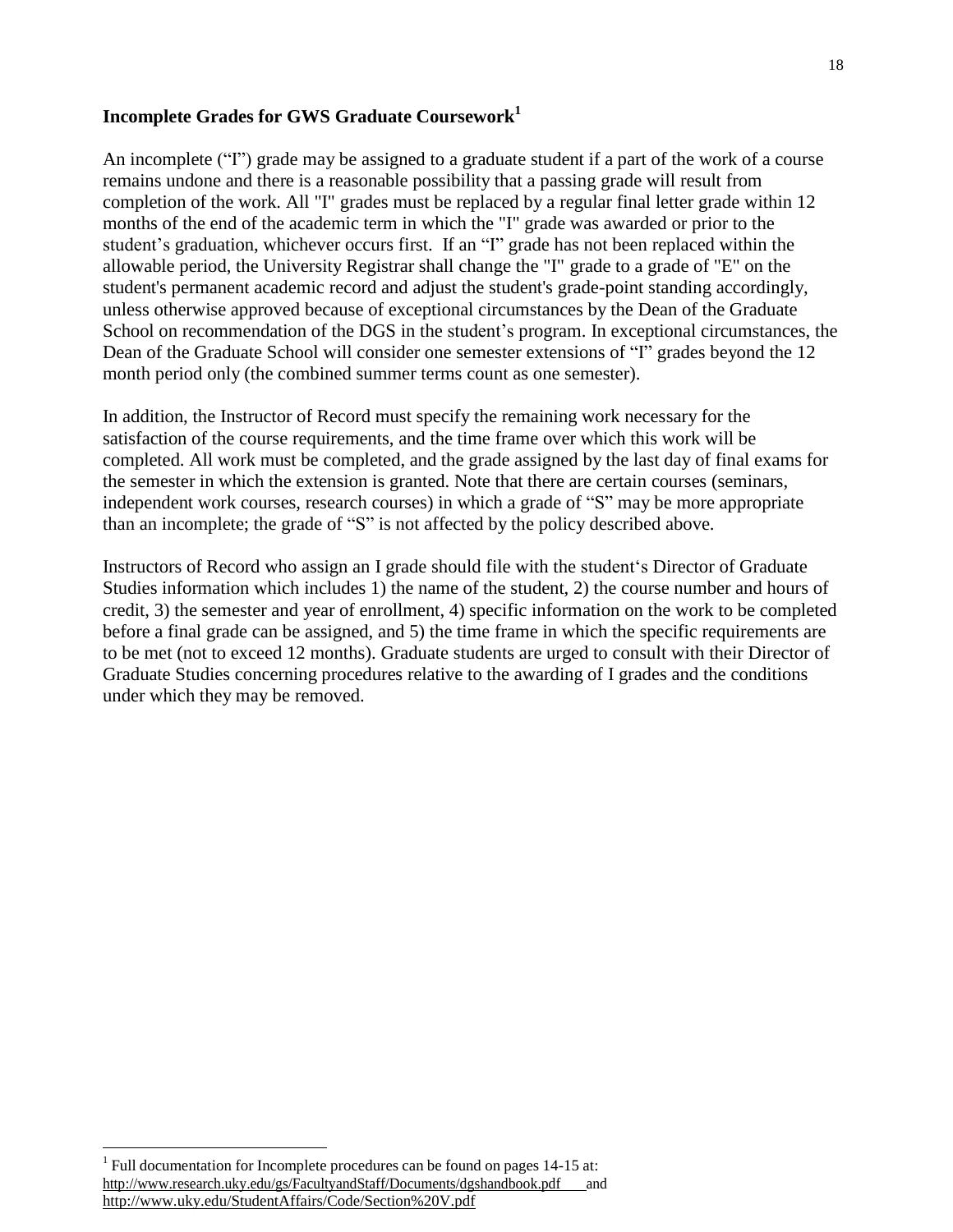## Incomplete Grades for GWS Graduate Coursework[1]

An incomplete ("I") grade may be assigned to a graduate student if a part of the work of a course remains undone and there is a reasonable possibility that a passing grade will result from completion of the work. All "I" grades must be replaced by a regular final letter grade within 12 months of the end of the academic term in which the "I" grade was awarded or prior to the student's graduation, whichever occurs first. If an "I" grade has not been replaced within the allowable period, the University Registrar shall change the "I" grade to a grade of "E" on the student's permanent academic record and adjust the student's grade-point standing accordingly, unless otherwise approved because of exceptional circumstances by the Dean of the Graduate School on recommendation of the DGS in the student's program. In exceptional circumstances, the Dean of the Graduate School will consider one semester extensions of "I" grades beyond the 12 month period only (the combined summer terms count as one semester).

In addition, the Instructor of Record must specify the remaining work necessary for the satisfaction of the course requirements, and the time frame over which this work will be completed. All work must be completed, and the grade assigned by the last day of final exams for the semester in which the extension is granted. Note that there are certain courses (seminars, independent work courses, research courses) in which a grade of "S" may be more appropriate than an incomplete; the grade of "S" is not affected by the policy described above.

Instructors of Record who assign an I grade should file with the student's Director of Graduate Studies information which includes 1) the name of the student, 2) the course number and hours of credit, 3) the semester and year of enrollment, 4) specific information on the work to be completed before a final grade can be assigned, and 5) the time frame in which the specific requirements are to be met (not to exceed 12 months). Graduate students are urged to consult with their Director of Graduate Studies concerning procedures relative to the awarding of I grades and the conditions under which they may be removed.

---

[1] Full documentation for Incomplete procedures can be found on pages 14-15 at: http://www.research.uky.edu/gs/FacultyandStaff/Documents/dgshandbook.pdf and http://www.uky.edu/StudentAffairs/Code/Section%20V.pdf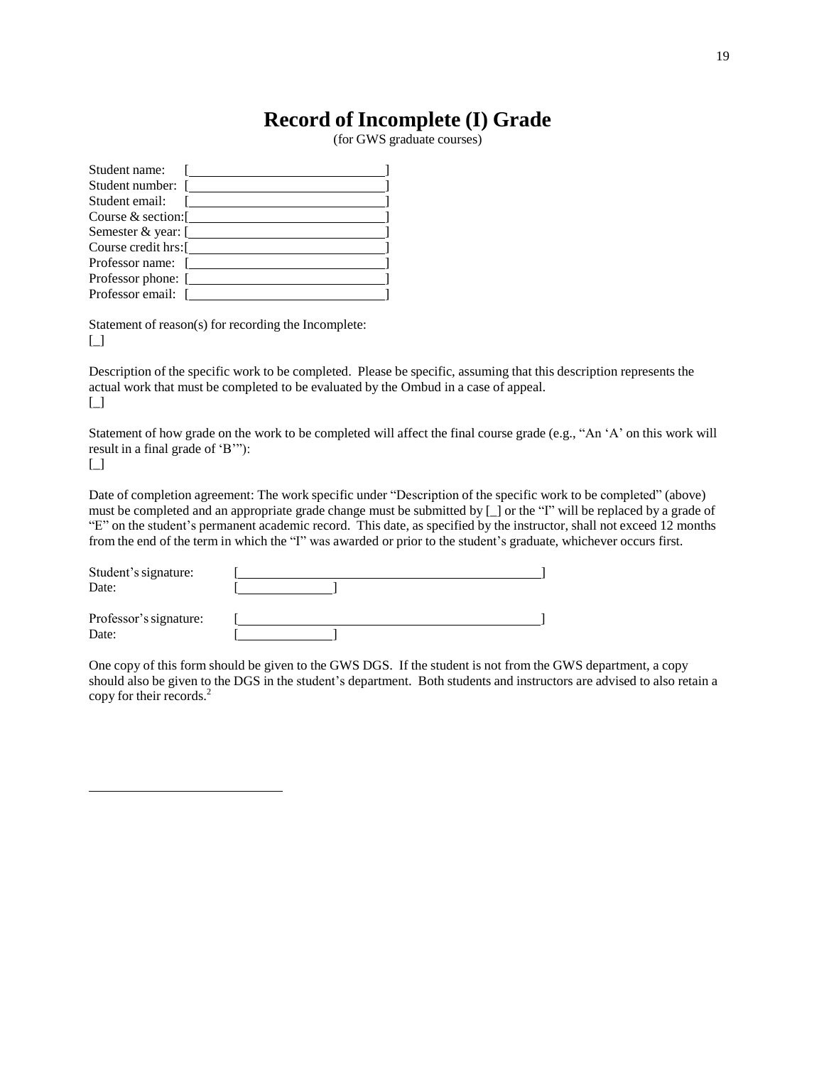# Record of Incomplete (I) Grade

(for GWS graduate courses)

Student name: [\_\_\_\_\_\_\_\_\_\_\_\_\_\_\_\_\_\_\_\_\_\_\_\_\_\_\_\_\_\_]
Student number: [\_\_\_\_\_\_\_\_\_\_\_\_\_\_\_\_\_\_\_\_\_\_\_\_\_\_\_\_\_\_]
Student email: [\_\_\_\_\_\_\_\_\_\_\_\_\_\_\_\_\_\_\_\_\_\_\_\_\_\_\_\_\_\_]
Course & section:[\_\_\_\_\_\_\_\_\_\_\_\_\_\_\_\_\_\_\_\_\_\_\_\_\_\_\_\_\_\_]
Semester & year: [\_\_\_\_\_\_\_\_\_\_\_\_\_\_\_\_\_\_\_\_\_\_\_\_\_\_\_\_\_\_]
Course credit hrs:[\_\_\_\_\_\_\_\_\_\_\_\_\_\_\_\_\_\_\_\_\_\_\_\_\_\_\_\_\_\_]
Professor name: [\_\_\_\_\_\_\_\_\_\_\_\_\_\_\_\_\_\_\_\_\_\_\_\_\_\_\_\_\_\_]
Professor phone: [\_\_\_\_\_\_\_\_\_\_\_\_\_\_\_\_\_\_\_\_\_\_\_\_\_\_\_\_\_\_]
Professor email: [\_\_\_\_\_\_\_\_\_\_\_\_\_\_\_\_\_\_\_\_\_\_\_\_\_\_\_\_\_\_]

Statement of reason(s) for recording the Incomplete:
[_]

Description of the specific work to be completed. Please be specific, assuming that this description represents the actual work that must be completed to be evaluated by the Ombud in a case of appeal.
[_]

Statement of how grade on the work to be completed will affect the final course grade (e.g., "An 'A' on this work will result in a final grade of 'B'"):
[_]

Date of completion agreement: The work specific under "Description of the specific work to be completed" (above) must be completed and an appropriate grade change must be submitted by [_] or the "I" will be replaced by a grade of "E" on the student's permanent academic record. This date, as specified by the instructor, shall not exceed 12 months from the end of the term in which the "I" was awarded or prior to the student's graduate, whichever occurs first.

Student's signature: [\_\_\_\_\_\_\_\_\_\_\_\_\_\_\_\_\_\_\_\_\_\_\_\_\_\_\_\_\_\_\_\_\_\_\_\_\_\_\_\_\_\_\_\_\_\_]
Date: [\_\_\_\_\_\_\_\_\_\_\_\_\_\_\_]

Professor's signature: [\_\_\_\_\_\_\_\_\_\_\_\_\_\_\_\_\_\_\_\_\_\_\_\_\_\_\_\_\_\_\_\_\_\_\_\_\_\_\_\_\_\_\_\_\_\_]
Date: [\_\_\_\_\_\_\_\_\_\_\_\_\_\_\_]

One copy of this form should be given to the GWS DGS. If the student is not from the GWS department, a copy should also be given to the DGS in the student's department. Both students and instructors are advised to also retain a copy for their records.[2]